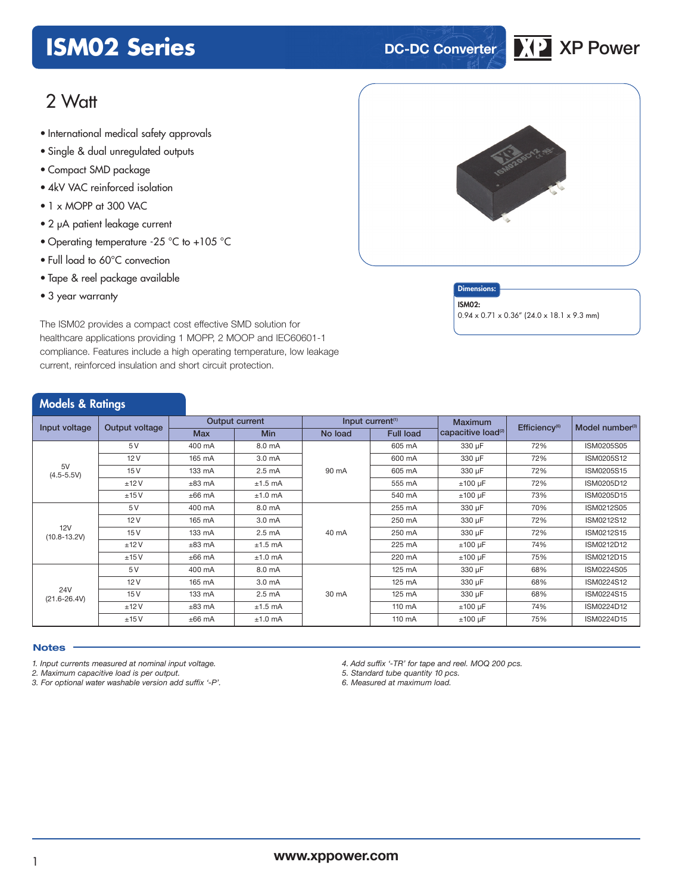# ISM02 Series

DC-DC Converter

XP Power

## 2 Watt

- International medical safety approvals
- Single & dual unregulated outputs
- Compact SMD package
- 4kV VAC reinforced isolation
- 1 x MOPP at 300 VAC
- 2 μA patient leakage current
- Operating temperature -25 °C to +105 °C
- Full load to 60°C convection
- Tape & reel package available
- 3 year warranty

The ISM02 provides a compact cost effective SMD solution for healthcare applications providing 1 MOPP, 2 MOOP and IEC60601-1 compliance. Features include a high operating temperature, low leakage current, reinforced insulation and short circuit protection.

**Dimensions:**

**ISM02:**
0.94 x 0.71 x 0.36" (24.0 x 18.1 x 9.3 mm)

## Models & Ratings

| Input voltage | Output voltage | Output current | | Input current[1] | | Maximum capacitive load[2] | Efficiency[6] | Model number[3] |
|---|---|---|---|---|---|---|---|---|
| | | Max | Min | No load | Full load | | | |
| 5V (4.5-5.5V) | 5 V | 400 mA | 8.0 mA | 90 mA | 605 mA | 330 μF | 72% | ISM0205S05 |
| | 12 V | 165 mA | 3.0 mA | | 600 mA | 330 μF | 72% | ISM0205S12 |
| | 15 V | 133 mA | 2.5 mA | | 605 mA | 330 μF | 72% | ISM0205S15 |
| | ±12 V | ±83 mA | ±1.5 mA | | 555 mA | ±100 μF | 72% | ISM0205D12 |
| | ±15 V | ±66 mA | ±1.0 mA | | 540 mA | ±100 μF | 73% | ISM0205D15 |
| 12V (10.8-13.2V) | 5 V | 400 mA | 8.0 mA | 40 mA | 255 mA | 330 μF | 70% | ISM0212S05 |
| | 12 V | 165 mA | 3.0 mA | | 250 mA | 330 μF | 72% | ISM0212S12 |
| | 15 V | 133 mA | 2.5 mA | | 250 mA | 330 μF | 72% | ISM0212S15 |
| | ±12 V | ±83 mA | ±1.5 mA | | 225 mA | ±100 μF | 74% | ISM0212D12 |
| | ±15 V | ±66 mA | ±1.0 mA | | 220 mA | ±100 μF | 75% | ISM0212D15 |
| 24V (21.6-26.4V) | 5 V | 400 mA | 8.0 mA | 30 mA | 125 mA | 330 μF | 68% | ISM0224S05 |
| | 12 V | 165 mA | 3.0 mA | | 125 mA | 330 μF | 68% | ISM0224S12 |
| | 15 V | 133 mA | 2.5 mA | | 125 mA | 330 μF | 68% | ISM0224S15 |
| | ±12 V | ±83 mA | ±1.5 mA | | 110 mA | ±100 μF | 74% | ISM0224D12 |
| | ±15 V | ±66 mA | ±1.0 mA | | 110 mA | ±100 μF | 75% | ISM0224D15 |

### Notes

*1. Input currents measured at nominal input voltage.*
*2. Maximum capacitive load is per output.*
*3. For optional water washable version add suffix '-P'.*
*4. Add suffix '-TR' for tape and reel. MOQ 200 pcs.*
*5. Standard tube quantity 10 pcs.*
*6. Measured at maximum load.*

**www.xppower.com**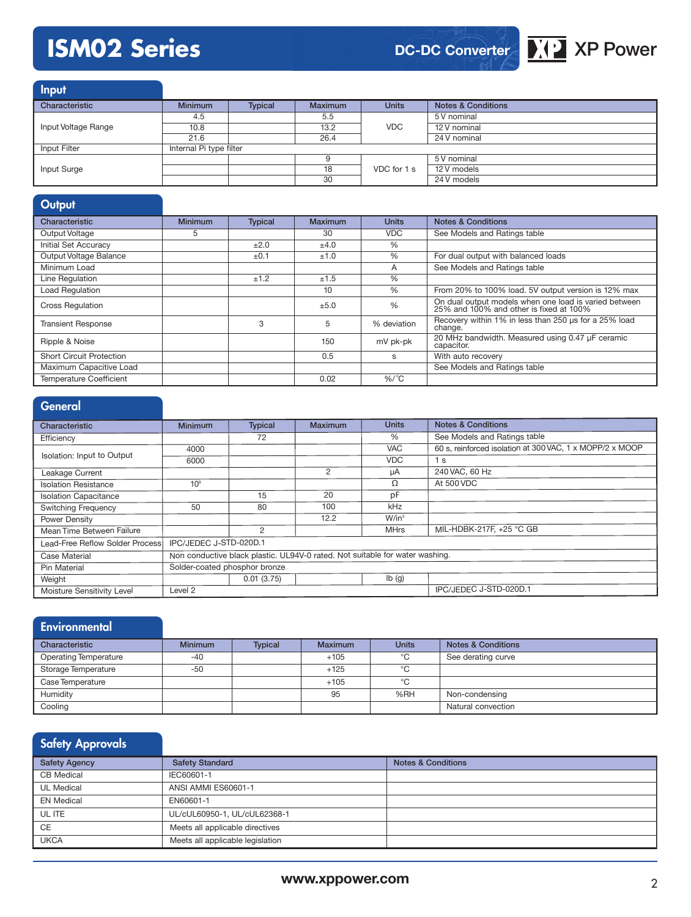## Input

| Characteristic | Minimum | Typical | Maximum | Units | Notes & Conditions |
|---|---|---|---|---|---|
| Input Voltage Range | 4.5 | | 5.5 | VDC | 5 V nominal |
| | 10.8 | | 13.2 | | 12 V nominal |
| | 21.6 | | 26.4 | | 24 V nominal |
| Input Filter | Internal Pi type filter | | | | |
| Input Surge | | | 9 | VDC for 1 s | 5 V nominal |
| | | | 18 | | 12 V models |
| | | | 30 | | 24 V models |

## Output

| Characteristic | Minimum | Typical | Maximum | Units | Notes & Conditions |
|---|---|---|---|---|---|
| Output Voltage | 5 | | 30 | VDC | See Models and Ratings table |
| Initial Set Accuracy | | ±2.0 | ±4.0 | % | |
| Output Voltage Balance | | ±0.1 | ±1.0 | % | For dual output with balanced loads |
| Minimum Load | | | | A | See Models and Ratings table |
| Line Regulation | | ±1.2 | ±1.5 | % | |
| Load Regulation | | | 10 | % | From 20% to 100% load. 5V output version is 12% max |
| Cross Regulation | | | ±5.0 | % | On dual output models when one load is varied between 25% and 100% and other is fixed at 100% |
| Transient Response | | 3 | 5 | % deviation | Recovery within 1% in less than 250 µs for a 25% load change. |
| Ripple & Noise | | | 150 | mV pk-pk | 20 MHz bandwidth. Measured using 0.47 µF ceramic capacitor. |
| Short Circuit Protection | | | 0.5 | s | With auto recovery |
| Maximum Capacitive Load | | | | | See Models and Ratings table |
| Temperature Coefficient | | | 0.02 | %/°C | |

## General

| Characteristic | Minimum | Typical | Maximum | Units | Notes & Conditions |
|---|---|---|---|---|---|
| Efficiency | | 72 | | % | See Models and Ratings table |
| Isolation: Input to Output | 4000 | | | VAC | 60 s, reinforced isolation at 300 VAC, 1 x MOPP/2 x MOOP |
| | 6000 | | | VDC | 1 s |
| Leakage Current | | | 2 | µA | 240 VAC, 60 Hz |
| Isolation Resistance | $10^9$ | | | Ω | At 500 VDC |
| Isolation Capacitance | | 15 | 20 | pF | |
| Switching Frequency | 50 | 80 | 100 | kHz | |
| Power Density | | | 12.2 | W/in³ | |
| Mean Time Between Failure | | 2 | | MHrs | MIL-HDBK-217F, +25 °C GB |
| Lead-Free Reflow Solder Process | IPC/JEDEC J-STD-020D.1 | | | | |
| Case Material | Non conductive black plastic. UL94V-0 rated. Not suitable for water washing. | | | | |
| Pin Material | Solder-coated phosphor bronze | | | | |
| Weight | | 0.01 (3.75) | | lb (g) | |
| Moisture Sensitivity Level | Level 2 | | | | IPC/JEDEC J-STD-020D.1 |

## Environmental

| Characteristic | Minimum | Typical | Maximum | Units | Notes & Conditions |
|---|---|---|---|---|---|
| Operating Temperature | -40 | | +105 | °C | See derating curve |
| Storage Temperature | -50 | | +125 | °C | |
| Case Temperature | | | +105 | °C | |
| Humidity | | | 95 | %RH | Non-condensing |
| Cooling | | | | | Natural convection |

## Safety Approvals

| Safety Agency | Safety Standard | Notes & Conditions |
|---|---|---|
| CB Medical | IEC60601-1 | |
| UL Medical | ANSI AMMI ES60601-1 | |
| EN Medical | EN60601-1 | |
| UL ITE | UL/cUL60950-1, UL/cUL62368-1 | |
| CE | Meets all applicable directives | |
| UKCA | Meets all applicable legislation | |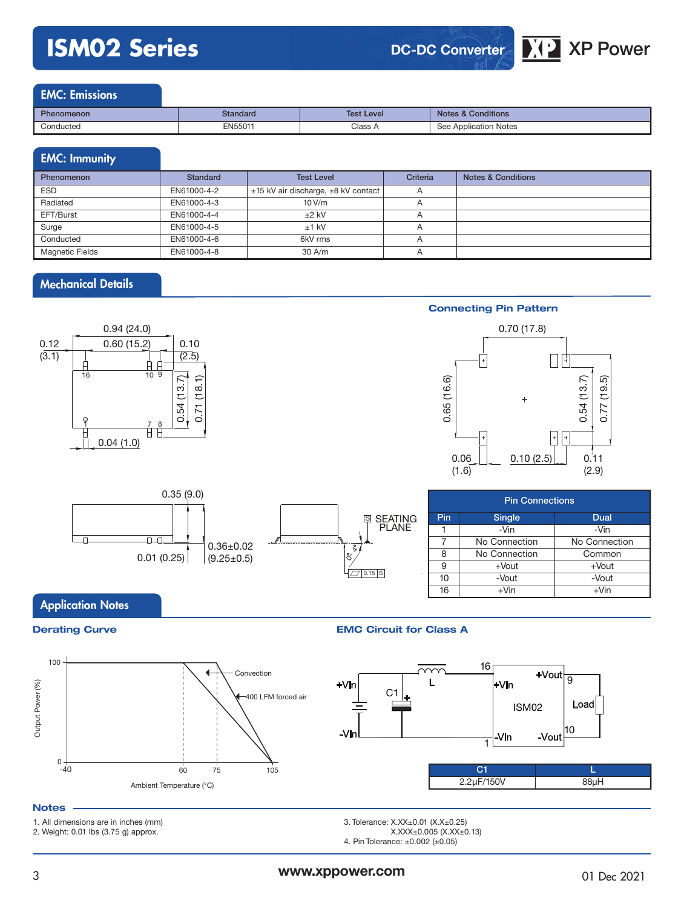## EMC: Emissions

| Phenomenon | Standard | Test Level | Notes & Conditions |
|---|---|---|---|
| Conducted | EN55011 | Class A | See Application Notes |

## EMC: Immunity

| Phenomenon | Standard | Test Level | Criteria | Notes & Conditions |
|---|---|---|---|---|
| ESD | EN61000-4-2 | ±15 kV air discharge, ±8 kV contact | A | |
| Radiated | EN61000-4-3 | 10 V/m | A | |
| EFT/Burst | EN61000-4-4 | ±2 kV | A | |
| Surge | EN61000-4-5 | ±1 kV | A | |
| Conducted | EN61000-4-6 | 6kV rms | A | |
| Magnetic Fields | EN61000-4-8 | 30 A/m | A | |

## Mechanical Details

0.94 (24.0)
0.12 (3.1)
0.60 (15.2)
0.10 (2.5)
16
10 9
7 8
0.54 (13.7)
0.71 (18.1)
0.04 (1.0)

0.35 (9.0)
0.01 (0.25)
0.36±0.02 (9.25±0.5)

S SEATING PLANE
0.15 S

### Connecting Pin Pattern

0.70 (17.8)
0.65 (16.6)
0.54 (13.7)
0.77 (19.5)
0.06 (1.6)
0.10 (2.5)
0.11 (2.9)

| Pin Connections | | |
|---|---|---|
| Pin | Single | Dual |
| 1 | -Vin | -Vin |
| 7 | No Connection | No Connection |
| 8 | No Connection | Common |
| 9 | +Vout | +Vout |
| 10 | -Vout | -Vout |
| 16 | +Vin | +Vin |

## Application Notes

### Derating Curve

Output Power (%)
100
0
-40
60
75
105
Convection
400 LFM forced air
Ambient Temperature (°C)

### EMC Circuit for Class A

+VIn
-VIn
C1
L
16
1
+VIn
-VIn
ISM02
+Vout
-Vout
9
10
Load

| C1 | L |
|---|---|
| 2.2µF/150V | 88µH |

### Notes

1. All dimensions are in inches (mm)
2. Weight: 0.01 lbs (3.75 g) approx.
3. Tolerance: X.XX±0.01 (X.X±0.25)
   X.XXX±0.005 (X.XX±0.13)
4. Pin Tolerance: ±0.002 (±0.05)

www.xppower.com

01 Dec 2021